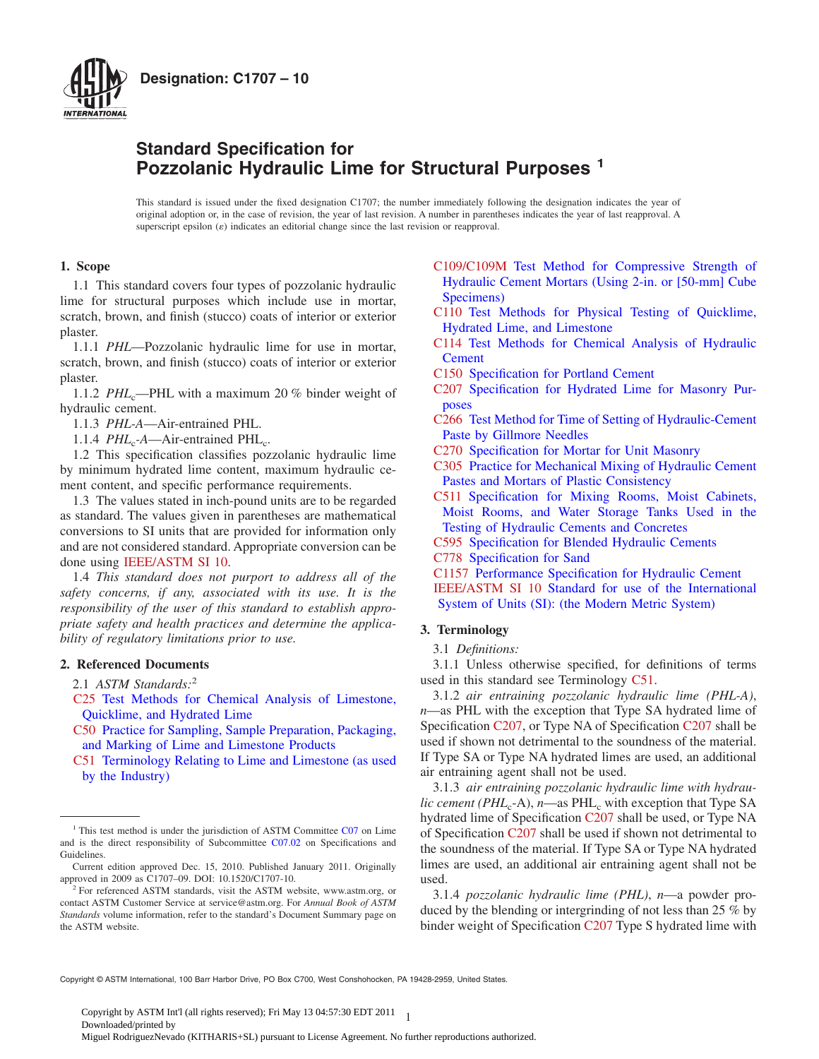**Designation: C1707 – 10**

# Standard Specification for Pozzolanic Hydraulic Lime for Structural Purposes [1]

This standard is issued under the fixed designation C1707; the number immediately following the designation indicates the year of original adoption or, in the case of revision, the year of last revision. A number in parentheses indicates the year of last reapproval. A superscript epsilon (ε) indicates an editorial change since the last revision or reapproval.

## 1. Scope

1.1 This standard covers four types of pozzolanic hydraulic lime for structural purposes which include use in mortar, scratch, brown, and finish (stucco) coats of interior or exterior plaster.

1.1.1 *PHL*—Pozzolanic hydraulic lime for use in mortar, scratch, brown, and finish (stucco) coats of interior or exterior plaster.

1.1.2 $PHL_c$—PHL with a maximum 20 % binder weight of hydraulic cement.

1.1.3 *PHL-A*—Air-entrained PHL.

1.1.4 $PHL_c$*-A*—Air-entrained $PHL_c$.

1.2 This specification classifies pozzolanic hydraulic lime by minimum hydrated lime content, maximum hydraulic cement content, and specific performance requirements.

1.3 The values stated in inch-pound units are to be regarded as standard. The values given in parentheses are mathematical conversions to SI units that are provided for information only and are not considered standard. Appropriate conversion can be done using IEEE/ASTM SI 10.

1.4 *This standard does not purport to address all of the safety concerns, if any, associated with its use. It is the responsibility of the user of this standard to establish appropriate safety and health practices and determine the applicability of regulatory limitations prior to use.*

## 2. Referenced Documents

2.1 *ASTM Standards:*[2]

C25 Test Methods for Chemical Analysis of Limestone, Quicklime, and Hydrated Lime
C50 Practice for Sampling, Sample Preparation, Packaging, and Marking of Lime and Limestone Products
C51 Terminology Relating to Lime and Limestone (as used by the Industry)
C109/C109M Test Method for Compressive Strength of Hydraulic Cement Mortars (Using 2-in. or [50-mm] Cube Specimens)
C110 Test Methods for Physical Testing of Quicklime, Hydrated Lime, and Limestone
C114 Test Methods for Chemical Analysis of Hydraulic Cement
C150 Specification for Portland Cement
C207 Specification for Hydrated Lime for Masonry Purposes
C266 Test Method for Time of Setting of Hydraulic-Cement Paste by Gillmore Needles
C270 Specification for Mortar for Unit Masonry
C305 Practice for Mechanical Mixing of Hydraulic Cement Pastes and Mortars of Plastic Consistency
C511 Specification for Mixing Rooms, Moist Cabinets, Moist Rooms, and Water Storage Tanks Used in the Testing of Hydraulic Cements and Concretes
C595 Specification for Blended Hydraulic Cements
C778 Specification for Sand
C1157 Performance Specification for Hydraulic Cement
IEEE/ASTM SI 10 Standard for use of the International System of Units (SI): (the Modern Metric System)

## 3. Terminology

3.1 *Definitions:*

3.1.1 Unless otherwise specified, for definitions of terms used in this standard see Terminology C51.

3.1.2 *air entraining pozzolanic hydraulic lime (PHL-A), n*—as PHL with the exception that Type SA hydrated lime of Specification C207, or Type NA of Specification C207 shall be used if shown not detrimental to the soundness of the material. If Type SA or Type NA hydrated limes are used, an additional air entraining agent shall not be used.

3.1.3 *air entraining pozzolanic hydraulic lime with hydraulic cement ($PHL_c$-A), n*—as $PHL_c$ with exception that Type SA hydrated lime of Specification C207 shall be used, or Type NA of Specification C207 shall be used if shown not detrimental to the soundness of the material. If Type SA or Type NA hydrated limes are used, an additional air entraining agent shall not be used.

3.1.4 *pozzolanic hydraulic lime (PHL), n*—a powder produced by the blending or intergrinding of not less than 25 % by binder weight of Specification C207 Type S hydrated lime with

---

[1] This test method is under the jurisdiction of ASTM Committee C07 on Lime and is the direct responsibility of Subcommittee C07.02 on Specifications and Guidelines.

Current edition approved Dec. 15, 2010. Published January 2011. Originally approved in 2009 as C1707–09. DOI: 10.1520/C1707-10.

[2] For referenced ASTM standards, visit the ASTM website, www.astm.org, or contact ASTM Customer Service at service@astm.org. For *Annual Book of ASTM Standards* volume information, refer to the standard's Document Summary page on the ASTM website.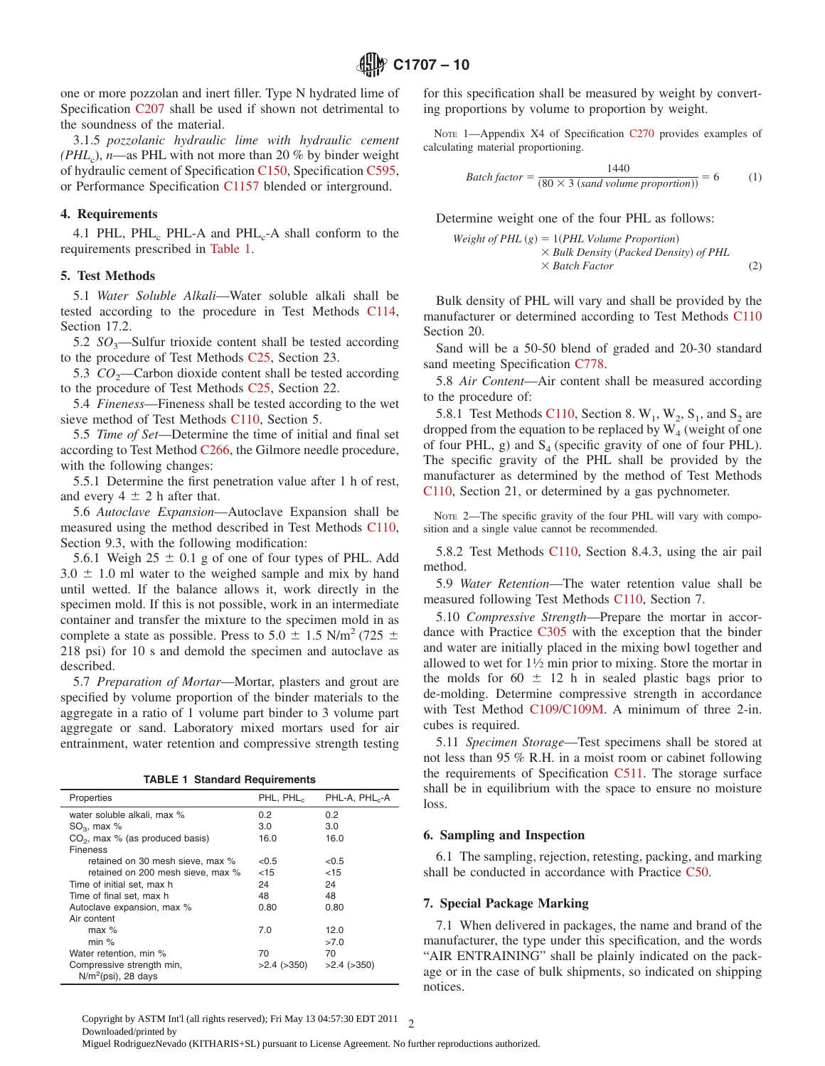one or more pozzolan and inert filler. Type N hydrated lime of Specification C207 shall be used if shown not detrimental to the soundness of the material.

3.1.5 *pozzolanic hydraulic lime with hydraulic cement ($PHL_c$)*, *n*—as PHL with not more than 20 % by binder weight of hydraulic cement of Specification C150, Specification C595, or Performance Specification C1157 blended or interground.

## 4. Requirements

4.1 PHL, $PHL_c$ PHL-A and $PHL_c$-A shall conform to the requirements prescribed in Table 1.

## 5. Test Methods

5.1 *Water Soluble Alkali*—Water soluble alkali shall be tested according to the procedure in Test Methods C114, Section 17.2.

5.2 *$SO_3$*—Sulfur trioxide content shall be tested according to the procedure of Test Methods C25, Section 23.

5.3 *$CO_2$*—Carbon dioxide content shall be tested according to the procedure of Test Methods C25, Section 22.

5.4 *Fineness*—Fineness shall be tested according to the wet sieve method of Test Methods C110, Section 5.

5.5 *Time of Set*—Determine the time of initial and final set according to Test Method C266, the Gilmore needle procedure, with the following changes:

5.5.1 Determine the first penetration value after 1 h of rest, and every 4 ± 2 h after that.

5.6 *Autoclave Expansion*—Autoclave Expansion shall be measured using the method described in Test Methods C110, Section 9.3, with the following modification:

5.6.1 Weigh 25 ± 0.1 g of one of four types of PHL. Add 3.0 ± 1.0 ml water to the weighed sample and mix by hand until wetted. If the balance allows it, work directly in the specimen mold. If this is not possible, work in an intermediate container and transfer the mixture to the specimen mold in as complete a state as possible. Press to 5.0 ± 1.5 $N/m^2$ (725 ± 218 psi) for 10 s and demold the specimen and autoclave as described.

5.7 *Preparation of Mortar*—Mortar, plasters and grout are specified by volume proportion of the binder materials to the aggregate in a ratio of 1 volume part binder to 3 volume part aggregate or sand. Laboratory mixed mortars used for air entrainment, water retention and compressive strength testing for this specification shall be measured by weight by converting proportions by volume to proportion by weight.

NOTE 1—Appendix X4 of Specification C270 provides examples of calculating material proportioning.

$$Batch\ factor = \frac{1440}{(80 \times 3\ (sand\ volume\ proportion))} = 6 \qquad (1)$$

Determine weight one of the four PHL as follows:

$$\begin{aligned} Weight\ of\ PHL\ (g) = {} & 1(PHL\ Volume\ Proportion) \\ & \times Bulk\ Density\ (Packed\ Density)\ of\ PHL \\ & \times Batch\ Factor \end{aligned} \qquad (2)$$

Bulk density of PHL will vary and shall be provided by the manufacturer or determined according to Test Methods C110 Section 20.

Sand will be a 50-50 blend of graded and 20-30 standard sand meeting Specification C778.

5.8 *Air Content*—Air content shall be measured according to the procedure of:

5.8.1 Test Methods C110, Section 8. $W_1$, $W_2$, $S_1$, and $S_2$ are dropped from the equation to be replaced by $W_4$ (weight of one of four PHL, g) and $S_4$ (specific gravity of one of four PHL). The specific gravity of the PHL shall be provided by the manufacturer as determined by the method of Test Methods C110, Section 21, or determined by a gas pychnometer.

NOTE 2—The specific gravity of the four PHL will vary with composition and a single value cannot be recommended.

5.8.2 Test Methods C110, Section 8.4.3, using the air pail method.

5.9 *Water Retention*—The water retention value shall be measured following Test Methods C110, Section 7.

5.10 *Compressive Strength*—Prepare the mortar in accordance with Practice C305 with the exception that the binder and water are initially placed in the mixing bowl together and allowed to wet for 1½ min prior to mixing. Store the mortar in the molds for 60 ± 12 h in sealed plastic bags prior to de-molding. Determine compressive strength in accordance with Test Method C109/C109M. A minimum of three 2-in. cubes is required.

5.11 *Specimen Storage*—Test specimens shall be stored at not less than 95 % R.H. in a moist room or cabinet following the requirements of Specification C511. The storage surface shall be in equilibrium with the space to ensure no moisture loss.

**TABLE 1 Standard Requirements**

| Properties | PHL, $PHL_c$ | PHL-A, $PHL_c$-A |
|---|---|---|
| water soluble alkali, max % | 0.2 | 0.2 |
| $SO_3$, max % | 3.0 | 3.0 |
| $CO_2$, max % (as produced basis) | 16.0 | 16.0 |
| Fineness | | |
| retained on 30 mesh sieve, max % | <0.5 | <0.5 |
| retained on 200 mesh sieve, max % | <15 | <15 |
| Time of initial set, max h | 24 | 24 |
| Time of final set, max h | 48 | 48 |
| Autoclave expansion, max % | 0.80 | 0.80 |
| Air content | | |
| max % | 7.0 | 12.0 |
| min % | | >7.0 |
| Water retention, min % | 70 | 70 |
| Compressive strength min, $N/m^2$(psi), 28 days | >2.4 (>350) | >2.4 (>350) |

## 6. Sampling and Inspection

6.1 The sampling, rejection, retesting, packing, and marking shall be conducted in accordance with Practice C50.

## 7. Special Package Marking

7.1 When delivered in packages, the name and brand of the manufacturer, the type under this specification, and the words "AIR ENTRAINING" shall be plainly indicated on the package or in the case of bulk shipments, so indicated on shipping notices.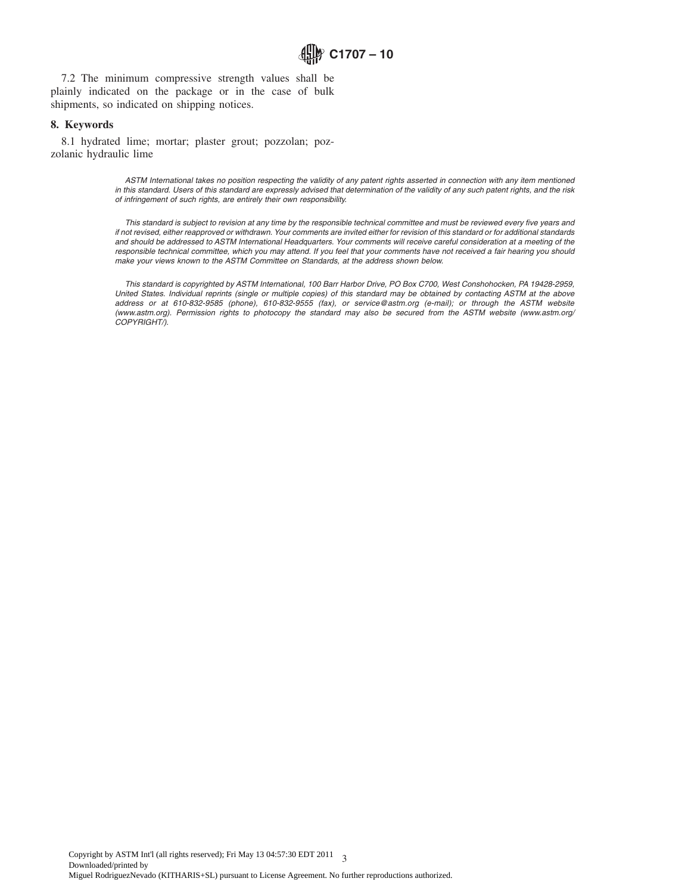7.2 The minimum compressive strength values shall be plainly indicated on the package or in the case of bulk shipments, so indicated on shipping notices.

## 8. Keywords

8.1 hydrated lime; mortar; plaster grout; pozzolan; pozzolanic hydraulic lime

*ASTM International takes no position respecting the validity of any patent rights asserted in connection with any item mentioned in this standard. Users of this standard are expressly advised that determination of the validity of any such patent rights, and the risk of infringement of such rights, are entirely their own responsibility.*

*This standard is subject to revision at any time by the responsible technical committee and must be reviewed every five years and if not revised, either reapproved or withdrawn. Your comments are invited either for revision of this standard or for additional standards and should be addressed to ASTM International Headquarters. Your comments will receive careful consideration at a meeting of the responsible technical committee, which you may attend. If you feel that your comments have not received a fair hearing you should make your views known to the ASTM Committee on Standards, at the address shown below.*

*This standard is copyrighted by ASTM International, 100 Barr Harbor Drive, PO Box C700, West Conshohocken, PA 19428-2959, United States. Individual reprints (single or multiple copies) of this standard may be obtained by contacting ASTM at the above address or at 610-832-9585 (phone), 610-832-9555 (fax), or service@astm.org (e-mail); or through the ASTM website (www.astm.org). Permission rights to photocopy the standard may also be secured from the ASTM website (www.astm.org/COPYRIGHT/).*